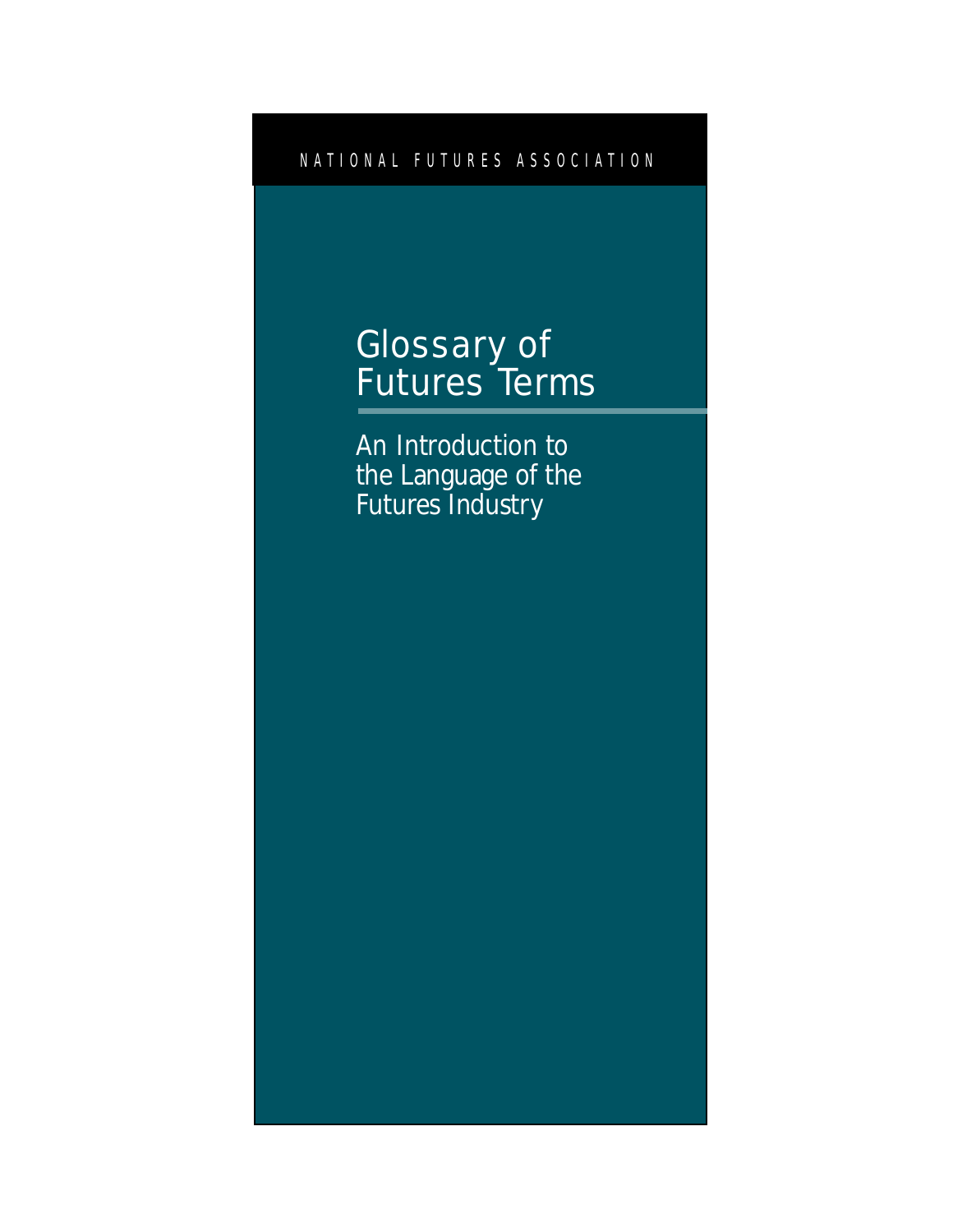NATIONAL FUTURES ASSOCIATION

# Glossary of Futures Terms

## An Introduction to the Language of the Futures Industry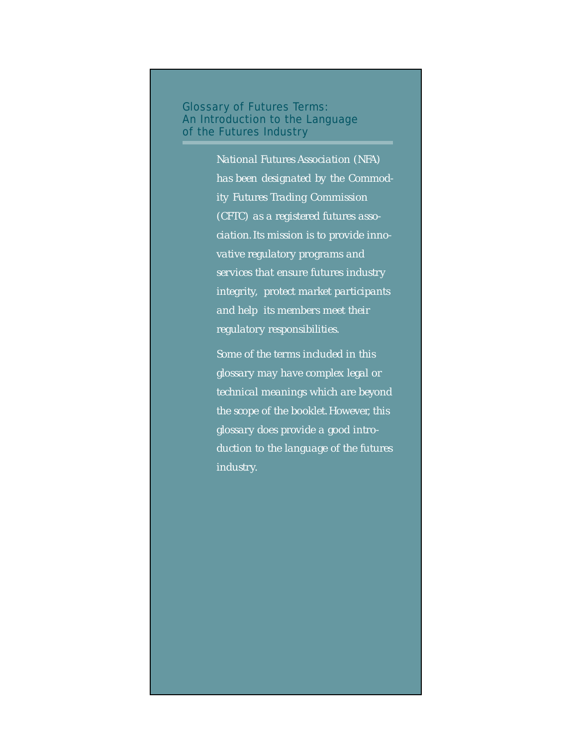## Glossary of Futures Terms: An Introduction to the Language of the Futures Industry

*National Futures Association (NFA) has been designated by the Commodity Futures Trading Commission (CFTC) as a registered futures association. Its mission is to provide innovative regulatory programs and services that ensure futures industry integrity, protect market participants and help its members meet their regulatory responsibilities.*

*Some of the terms included in this glossary may have complex legal or technical meanings which are beyond the scope of the booklet. However, this glossary does provide a good introduction to the language of the futures industry.*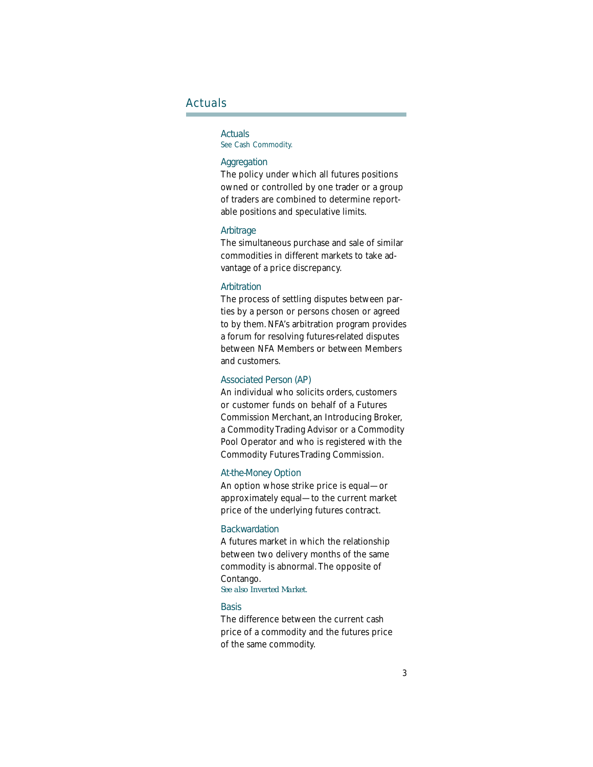## Actuals

### Actuals

*See Cash Commodity.*

### Aggregation

The policy under which all futures positions owned or controlled by one trader or a group of traders are combined to determine reportable positions and speculative limits.

### Arbitrage

The simultaneous purchase and sale of similar commodities in different markets to take advantage of a price discrepancy.

### Arbitration

The process of settling disputes between parties by a person or persons chosen or agreed to by them. NFA's arbitration program provides a forum for resolving futures-related disputes between NFA Members or between Members and customers.

### Associated Person (AP)

An individual who solicits orders, customers or customer funds on behalf of a Futures Commission Merchant, an Introducing Broker, a Commodity Trading Advisor or a Commodity Pool Operator and who is registered with the Commodity Futures Trading Commission.

### At-the-Money Option

An option whose strike price is equal—or approximately equal—to the current market price of the underlying futures contract.

### Backwardation

A futures market in which the relationship between two delivery months of the same commodity is abnormal. The opposite of Contango.

*See also Inverted Market.*

### Basis

The difference between the current cash price of a commodity and the futures price of the same commodity.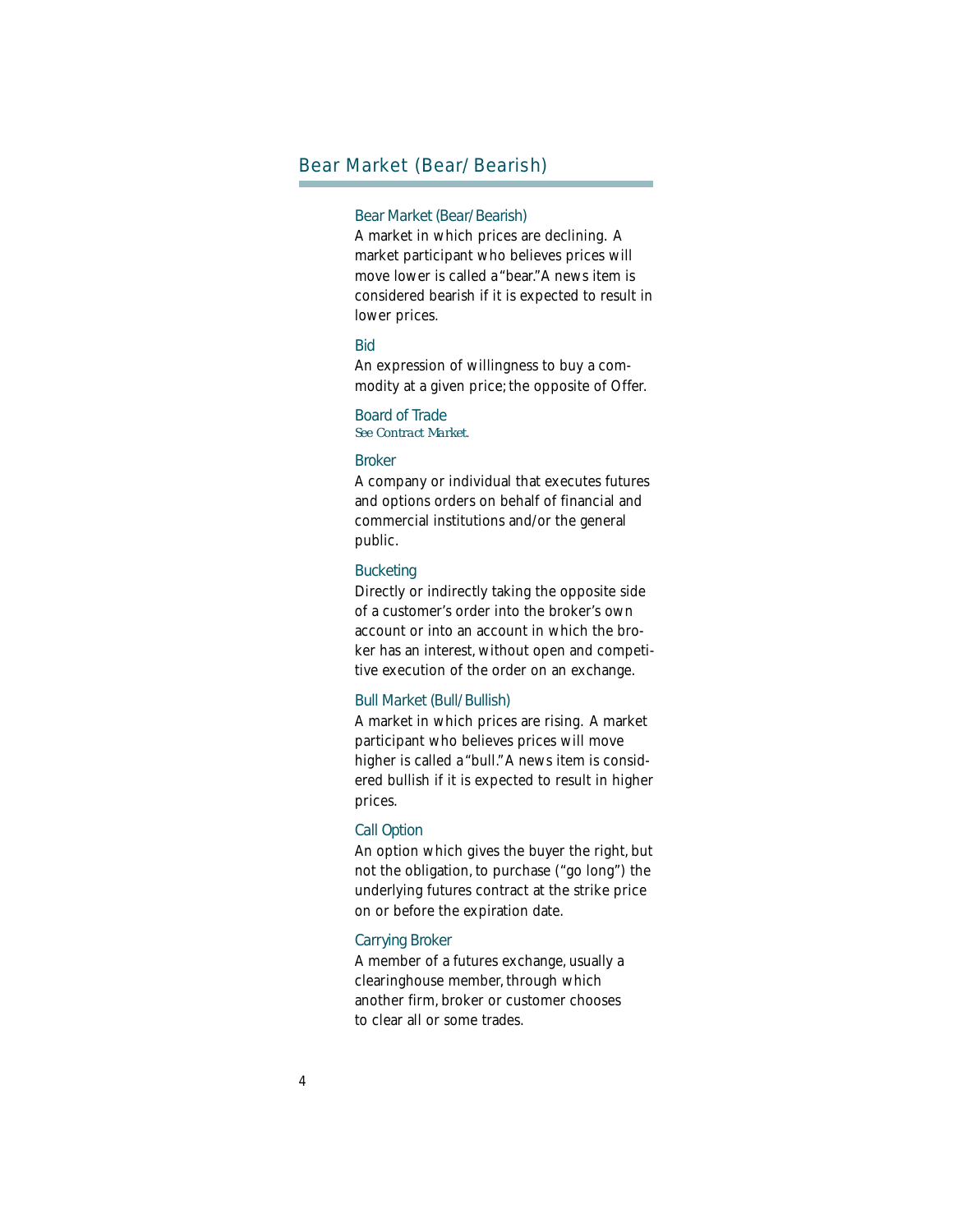## Bear Market (Bear/Bearish)

### Bear Market (Bear/Bearish)

A market in which prices are declining. A market participant who believes prices will move lower is called a "bear." A news item is considered bearish if it is expected to result in lower prices.

### Bid

An expression of willingness to buy a commodity at a given price; the opposite of Offer.

### Board of Trade

*See Contract Market.*

### Broker

A company or individual that executes futures and options orders on behalf of financial and commercial institutions and/or the general public.

### Bucketing

Directly or indirectly taking the opposite side of a customer's order into the broker's own account or into an account in which the broker has an interest, without open and competitive execution of the order on an exchange.

### Bull Market (Bull/Bullish)

A market in which prices are rising. A market participant who believes prices will move higher is called a "bull." A news item is considered bullish if it is expected to result in higher prices.

### Call Option

An option which gives the buyer the right, but not the obligation, to purchase ("go long") the underlying futures contract at the strike price on or before the expiration date.

### Carrying Broker

A member of a futures exchange, usually a clearinghouse member, through which another firm, broker or customer chooses to clear all or some trades.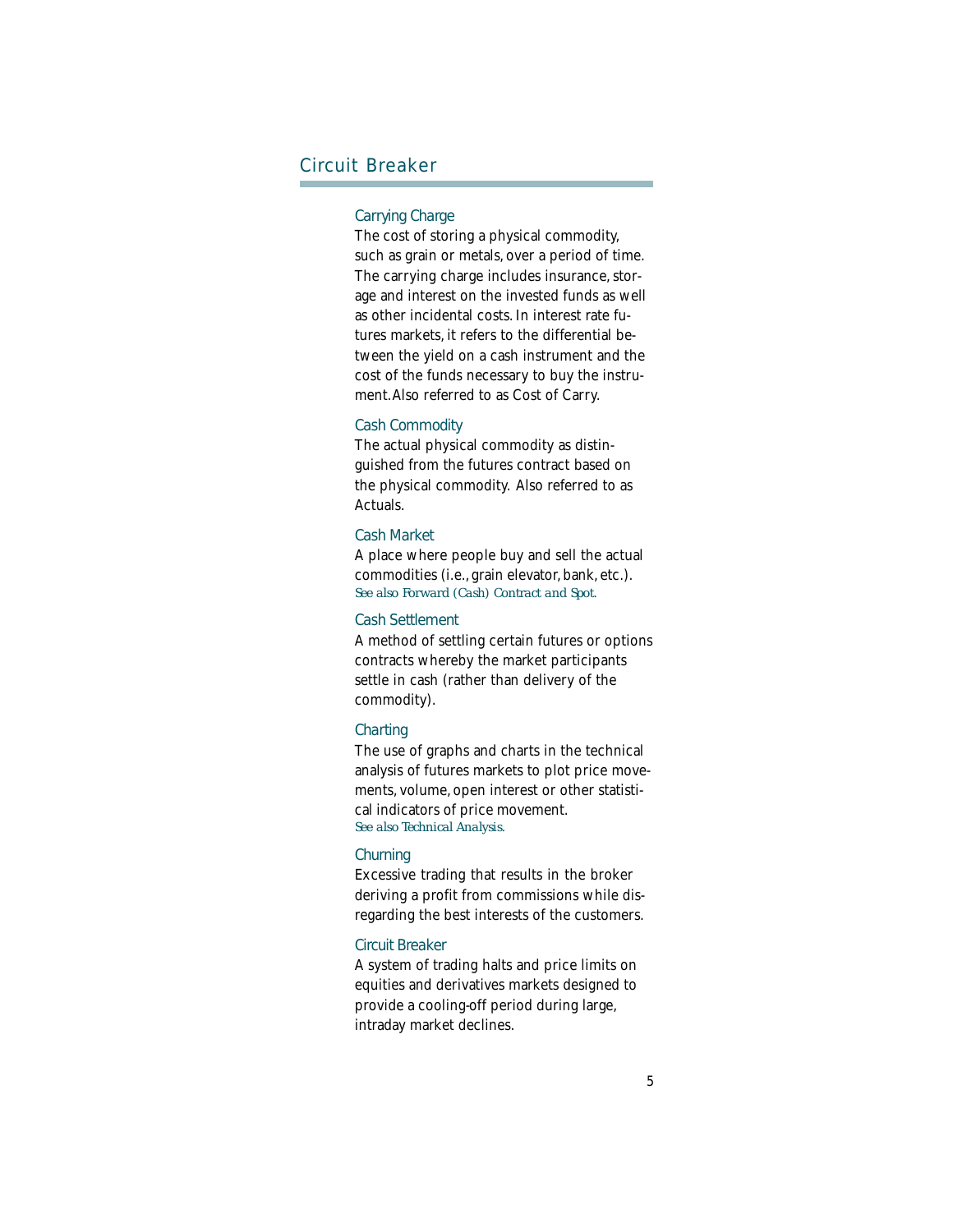### Carrying Charge

The cost of storing a physical commodity, such as grain or metals, over a period of time. The carrying charge includes insurance, storage and interest on the invested funds as well as other incidental costs. In interest rate futures markets, it refers to the differential between the yield on a cash instrument and the cost of the funds necessary to buy the instrument. Also referred to as Cost of Carry.

### Cash Commodity

The actual physical commodity as distinguished from the futures contract based on the physical commodity. Also referred to as Actuals.

### Cash Market

A place where people buy and sell the actual commodities (i.e., grain elevator, bank, etc.). *See also Forward (Cash) Contract and Spot.*

### Cash Settlement

A method of settling certain futures or options contracts whereby the market participants settle in cash (rather than delivery of the commodity).

### Charting

The use of graphs and charts in the technical analysis of futures markets to plot price movements, volume, open interest or other statistical indicators of price movement. *See also Technical Analysis.*

### Churning

Excessive trading that results in the broker deriving a profit from commissions while disregarding the best interests of the customers.

### Circuit Breaker

A system of trading halts and price limits on equities and derivatives markets designed to provide a cooling-off period during large, intraday market declines.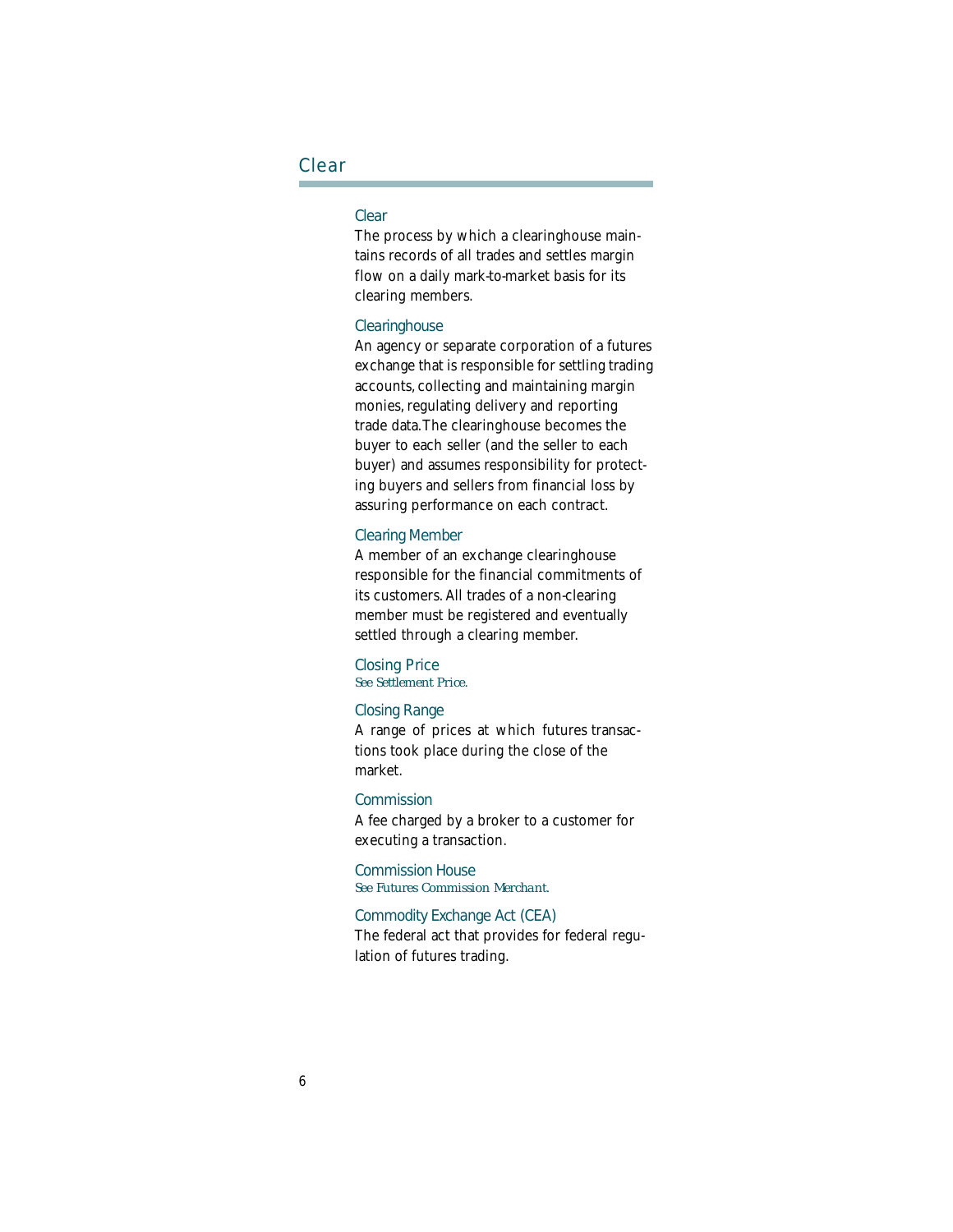## Clear

### Clear

The process by which a clearinghouse maintains records of all trades and settles margin flow on a daily mark-to-market basis for its clearing members.

### Clearinghouse

An agency or separate corporation of a futures exchange that is responsible for settling trading accounts, collecting and maintaining margin monies, regulating delivery and reporting trade data. The clearinghouse becomes the buyer to each seller (and the seller to each buyer) and assumes responsibility for protecting buyers and sellers from financial loss by assuring performance on each contract.

### Clearing Member

A member of an exchange clearinghouse responsible for the financial commitments of its customers. All trades of a non-clearing member must be registered and eventually settled through a clearing member.

### Closing Price

*See Settlement Price.*

### Closing Range

A range of prices at which futures transactions took place during the close of the market.

### Commission

A fee charged by a broker to a customer for executing a transaction.

### Commission House

*See Futures Commission Merchant.*

### Commodity Exchange Act (CEA)

The federal act that provides for federal regulation of futures trading.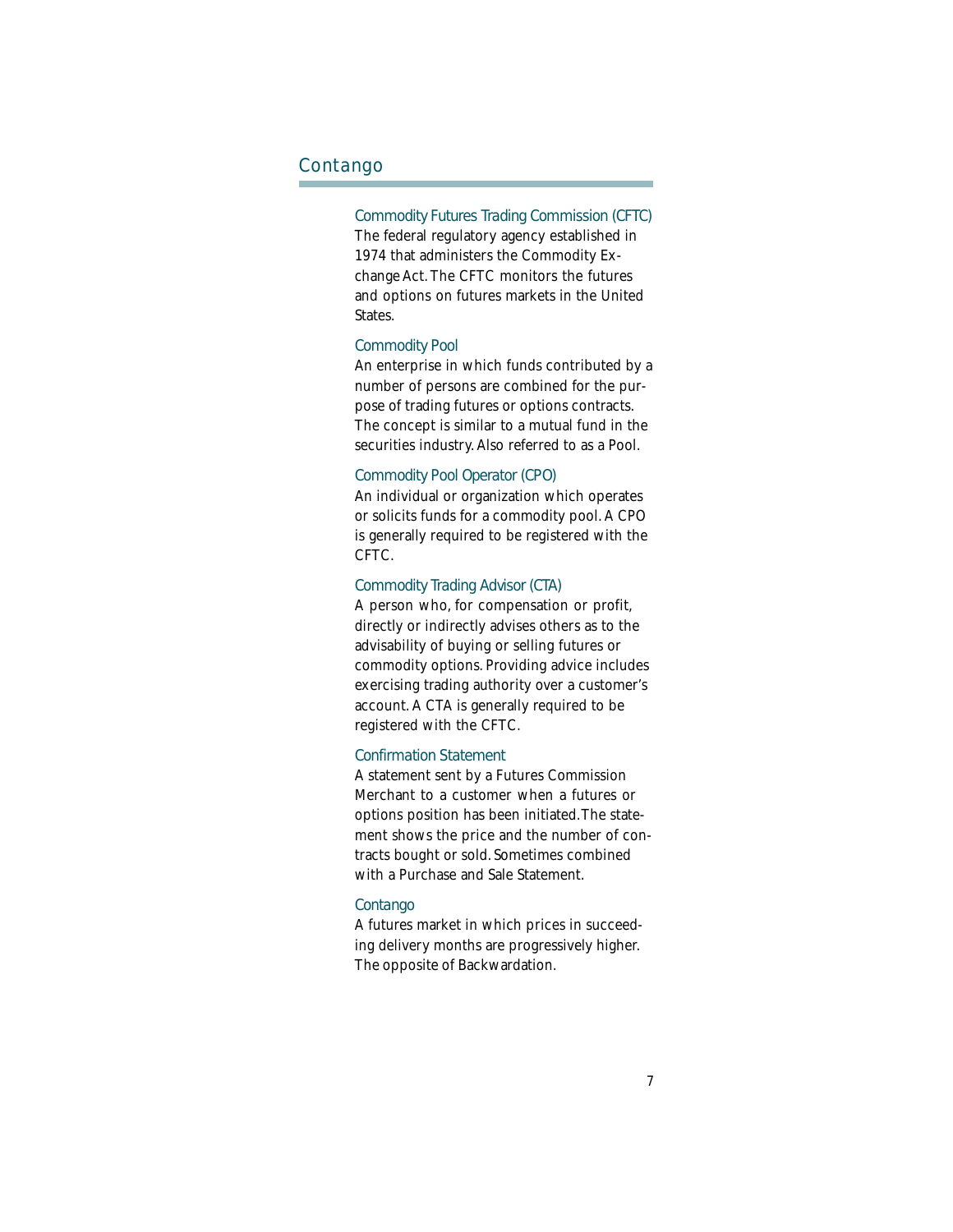### Commodity Futures Trading Commission (CFTC)

The federal regulatory agency established in 1974 that administers the Commodity Exchange Act. The CFTC monitors the futures and options on futures markets in the United States.

### Commodity Pool

An enterprise in which funds contributed by a number of persons are combined for the purpose of trading futures or options contracts. The concept is similar to a mutual fund in the securities industry. Also referred to as a Pool.

### Commodity Pool Operator (CPO)

An individual or organization which operates or solicits funds for a commodity pool. A CPO is generally required to be registered with the CFTC.

### Commodity Trading Advisor (CTA)

A person who, for compensation or profit, directly or indirectly advises others as to the advisability of buying or selling futures or commodity options. Providing advice includes exercising trading authority over a customer's account. A CTA is generally required to be registered with the CFTC.

### Confirmation Statement

A statement sent by a Futures Commission Merchant to a customer when a futures or options position has been initiated. The statement shows the price and the number of contracts bought or sold. Sometimes combined with a Purchase and Sale Statement.

### Contango

A futures market in which prices in succeeding delivery months are progressively higher. The opposite of Backwardation.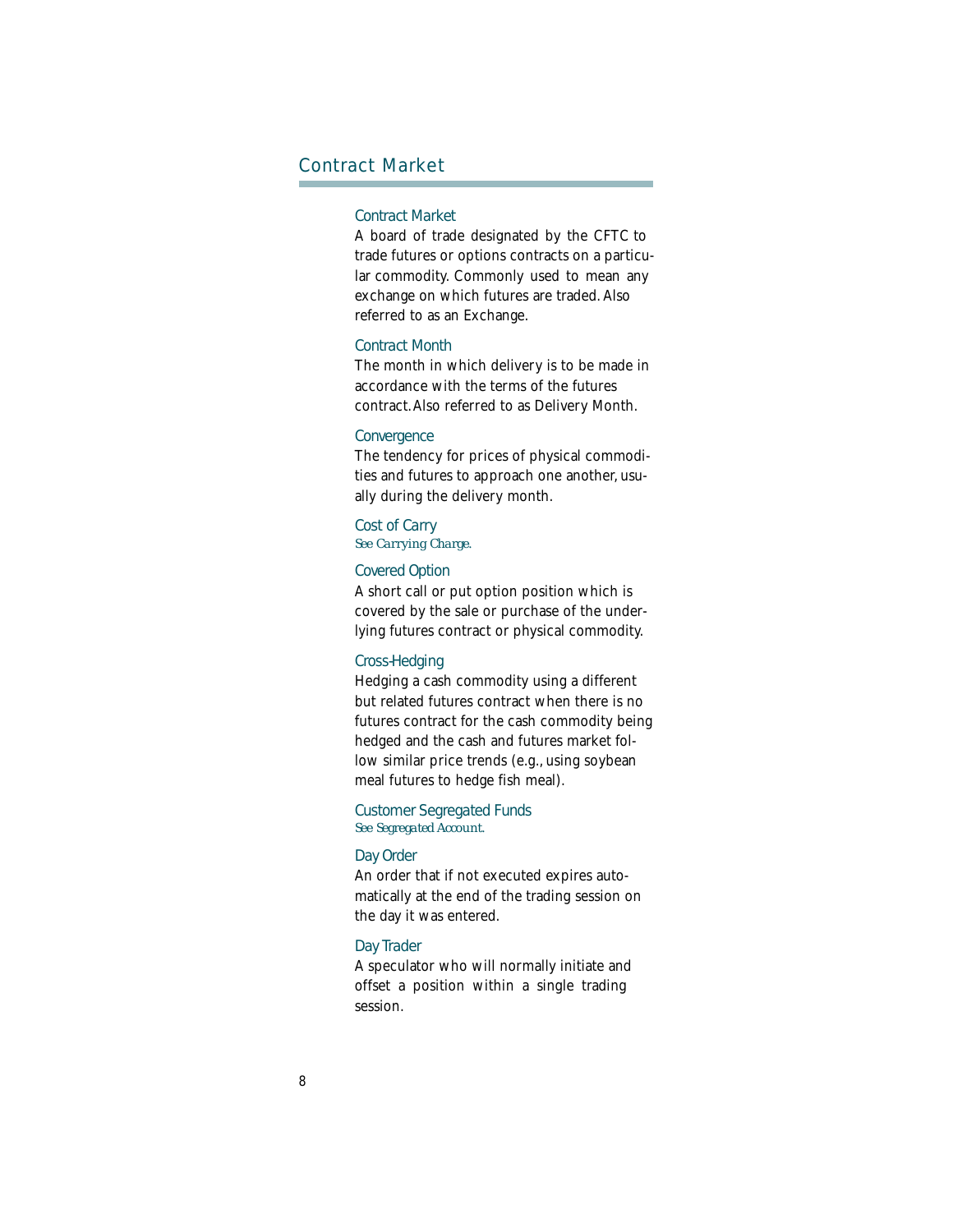### Contract Market

A board of trade designated by the CFTC to trade futures or options contracts on a particular commodity. Commonly used to mean any exchange on which futures are traded. Also referred to as an Exchange.

### Contract Month

The month in which delivery is to be made in accordance with the terms of the futures contract. Also referred to as Delivery Month.

### Convergence

The tendency for prices of physical commodities and futures to approach one another, usually during the delivery month.

### Cost of Carry

*See Carrying Charge.*

### Covered Option

A short call or put option position which is covered by the sale or purchase of the underlying futures contract or physical commodity.

### Cross-Hedging

Hedging a cash commodity using a different but related futures contract when there is no futures contract for the cash commodity being hedged and the cash and futures market follow similar price trends (e.g., using soybean meal futures to hedge fish meal).

### Customer Segregated Funds

*See Segregated Account.*

### Day Order

An order that if not executed expires automatically at the end of the trading session on the day it was entered.

### Day Trader

A speculator who will normally initiate and offset a position within a single trading session.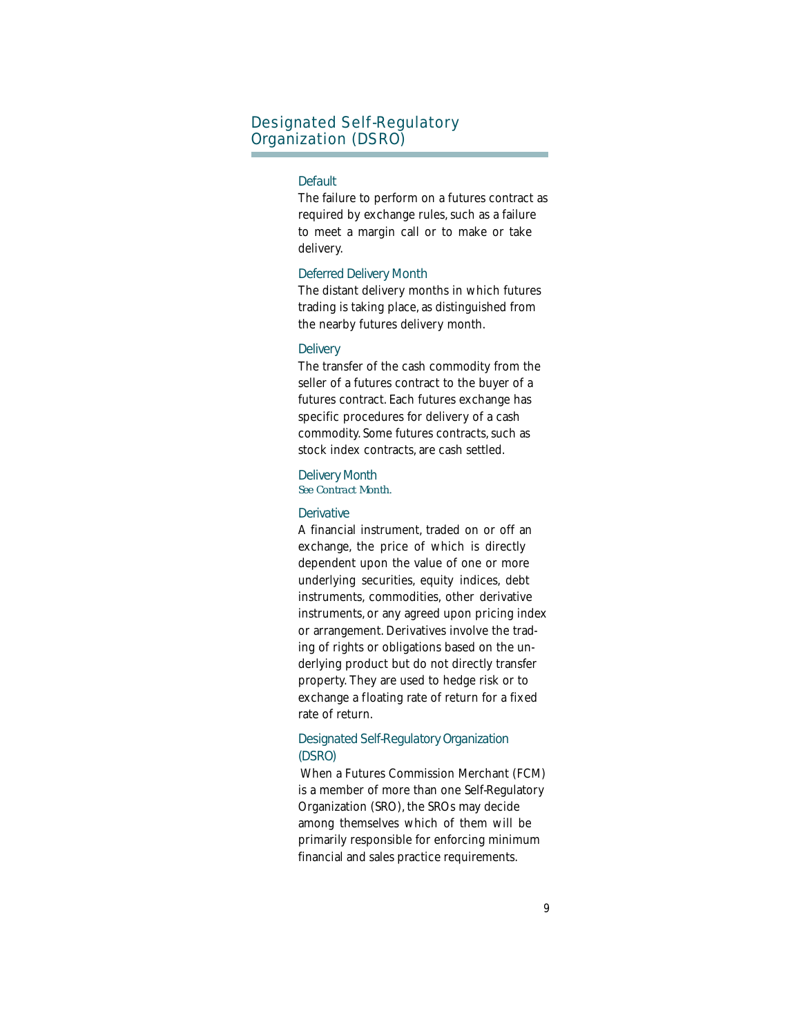### Default

The failure to perform on a futures contract as required by exchange rules, such as a failure to meet a margin call or to make or take delivery.

### Deferred Delivery Month

The distant delivery months in which futures trading is taking place, as distinguished from the nearby futures delivery month.

### Delivery

The transfer of the cash commodity from the seller of a futures contract to the buyer of a futures contract. Each futures exchange has specific procedures for delivery of a cash commodity. Some futures contracts, such as stock index contracts, are cash settled.

### Delivery Month

*See Contract Month.*

### Derivative

A financial instrument, traded on or off an exchange, the price of which is directly dependent upon the value of one or more underlying securities, equity indices, debt instruments, commodities, other derivative instruments, or any agreed upon pricing index or arrangement. Derivatives involve the trading of rights or obligations based on the underlying product but do not directly transfer property. They are used to hedge risk or to exchange a floating rate of return for a fixed rate of return.

### Designated Self-Regulatory Organization (DSRO)

When a Futures Commission Merchant (FCM) is a member of more than one Self-Regulatory Organization (SRO), the SROs may decide among themselves which of them will be primarily responsible for enforcing minimum financial and sales practice requirements.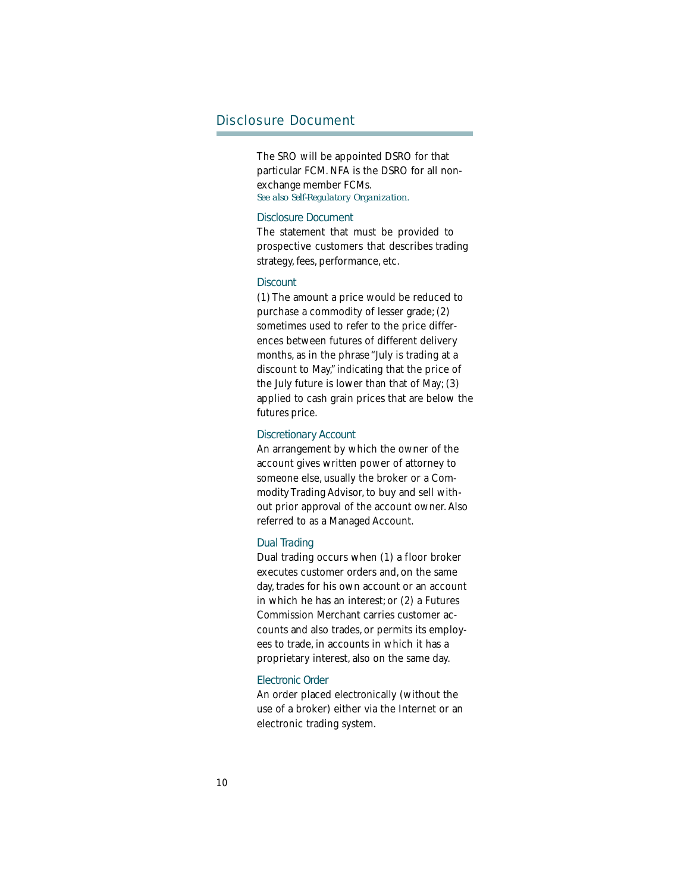The SRO will be appointed DSRO for that particular FCM. NFA is the DSRO for all non-exchange member FCMs.
*See also Self-Regulatory Organization.*

### Disclosure Document

The statement that must be provided to prospective customers that describes trading strategy, fees, performance, etc.

### Discount

(1) The amount a price would be reduced to purchase a commodity of lesser grade; (2) sometimes used to refer to the price differences between futures of different delivery months, as in the phrase "July is trading at a discount to May," indicating that the price of the July future is lower than that of May; (3) applied to cash grain prices that are below the futures price.

### Discretionary Account

An arrangement by which the owner of the account gives written power of attorney to someone else, usually the broker or a Commodity Trading Advisor, to buy and sell without prior approval of the account owner. Also referred to as a Managed Account.

### Dual Trading

Dual trading occurs when (1) a floor broker executes customer orders and, on the same day, trades for his own account or an account in which he has an interest; or (2) a Futures Commission Merchant carries customer accounts and also trades, or permits its employees to trade, in accounts in which it has a proprietary interest, also on the same day.

### Electronic Order

An order placed electronically (without the use of a broker) either via the Internet or an electronic trading system.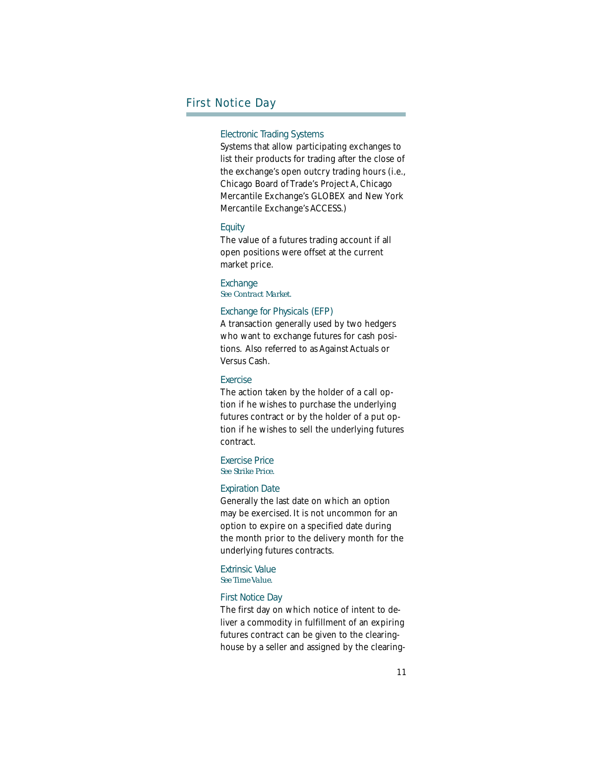### Electronic Trading Systems

Systems that allow participating exchanges to list their products for trading after the close of the exchange's open outcry trading hours (i.e., Chicago Board of Trade's Project A, Chicago Mercantile Exchange's GLOBEX and New York Mercantile Exchange's ACCESS.)

### Equity

The value of a futures trading account if all open positions were offset at the current market price.

### Exchange

*See Contract Market.*

### Exchange for Physicals (EFP)

A transaction generally used by two hedgers who want to exchange futures for cash positions. Also referred to as Against Actuals or Versus Cash.

### Exercise

The action taken by the holder of a call option if he wishes to purchase the underlying futures contract or by the holder of a put option if he wishes to sell the underlying futures contract.

### Exercise Price

*See Strike Price.*

### Expiration Date

Generally the last date on which an option may be exercised. It is not uncommon for an option to expire on a specified date during the month prior to the delivery month for the underlying futures contracts.

### Extrinsic Value

*See Time Value.*

### First Notice Day

The first day on which notice of intent to deliver a commodity in fulfillment of an expiring futures contract can be given to the clearinghouse by a seller and assigned by the clearing-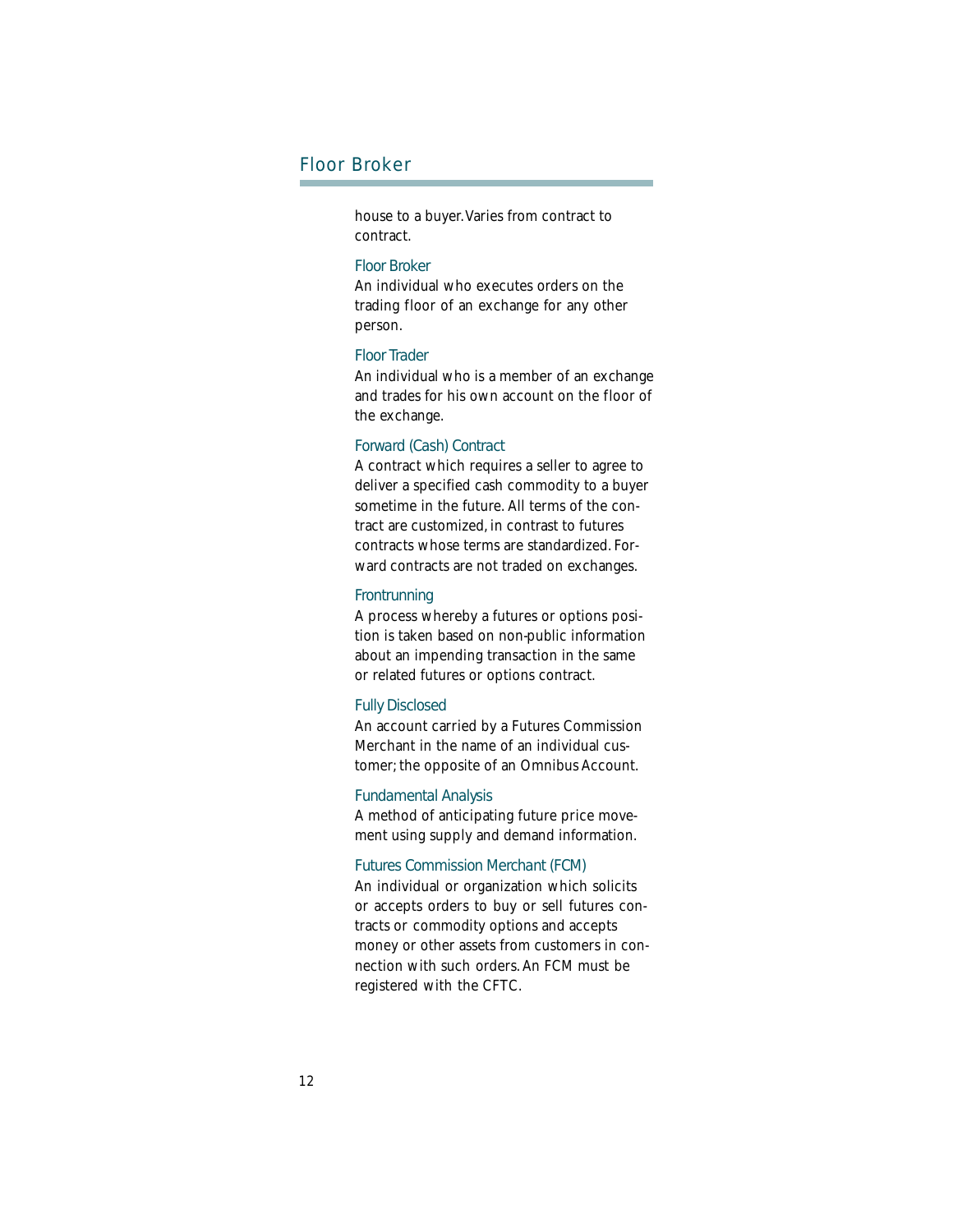house to a buyer. Varies from contract to contract.

### Floor Broker

An individual who executes orders on the trading floor of an exchange for any other person.

### Floor Trader

An individual who is a member of an exchange and trades for his own account on the floor of the exchange.

### Forward (Cash) Contract

A contract which requires a seller to agree to deliver a specified cash commodity to a buyer sometime in the future. All terms of the contract are customized, in contrast to futures contracts whose terms are standardized. Forward contracts are not traded on exchanges.

### Frontrunning

A process whereby a futures or options position is taken based on non-public information about an impending transaction in the same or related futures or options contract.

### Fully Disclosed

An account carried by a Futures Commission Merchant in the name of an individual customer; the opposite of an Omnibus Account.

### Fundamental Analysis

A method of anticipating future price movement using supply and demand information.

### Futures Commission Merchant (FCM)

An individual or organization which solicits or accepts orders to buy or sell futures contracts or commodity options and accepts money or other assets from customers in connection with such orders. An FCM must be registered with the CFTC.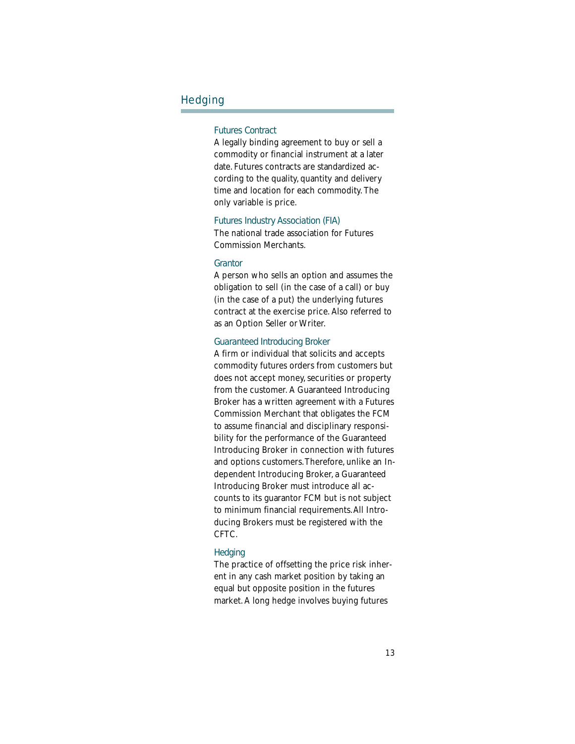## Futures Contract

A legally binding agreement to buy or sell a commodity or financial instrument at a later date. Futures contracts are standardized according to the quality, quantity and delivery time and location for each commodity. The only variable is price.

## Futures Industry Association (FIA)

The national trade association for Futures Commission Merchants.

## Grantor

A person who sells an option and assumes the obligation to sell (in the case of a call) or buy (in the case of a put) the underlying futures contract at the exercise price. Also referred to as an Option Seller or Writer.

## Guaranteed Introducing Broker

A firm or individual that solicits and accepts commodity futures orders from customers but does not accept money, securities or property from the customer. A Guaranteed Introducing Broker has a written agreement with a Futures Commission Merchant that obligates the FCM to assume financial and disciplinary responsibility for the performance of the Guaranteed Introducing Broker in connection with futures and options customers. Therefore, unlike an Independent Introducing Broker, a Guaranteed Introducing Broker must introduce all accounts to its guarantor FCM but is not subject to minimum financial requirements. All Introducing Brokers must be registered with the CFTC.

## Hedging

The practice of offsetting the price risk inherent in any cash market position by taking an equal but opposite position in the futures market. A long hedge involves buying futures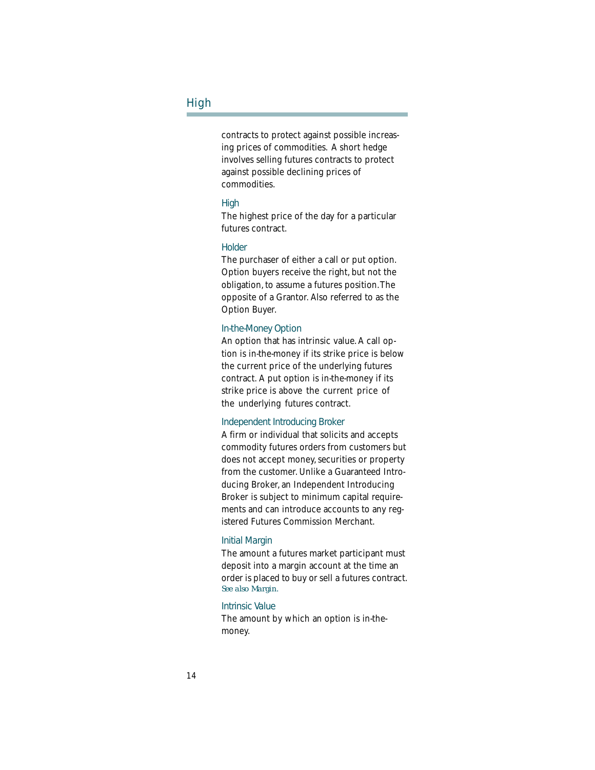contracts to protect against possible increasing prices of commodities. A short hedge involves selling futures contracts to protect against possible declining prices of commodities.

### High

The highest price of the day for a particular futures contract.

### Holder

The purchaser of either a call or put option. Option buyers receive the right, but not the obligation, to assume a futures position. The opposite of a Grantor. Also referred to as the Option Buyer.

### In-the-Money Option

An option that has intrinsic value. A call option is in-the-money if its strike price is below the current price of the underlying futures contract. A put option is in-the-money if its strike price is above the current price of the underlying futures contract.

### Independent Introducing Broker

A firm or individual that solicits and accepts commodity futures orders from customers but does not accept money, securities or property from the customer. Unlike a Guaranteed Introducing Broker, an Independent Introducing Broker is subject to minimum capital requirements and can introduce accounts to any registered Futures Commission Merchant.

### Initial Margin

The amount a futures market participant must deposit into a margin account at the time an order is placed to buy or sell a futures contract. *See also Margin.*

### Intrinsic Value

The amount by which an option is in-the-money.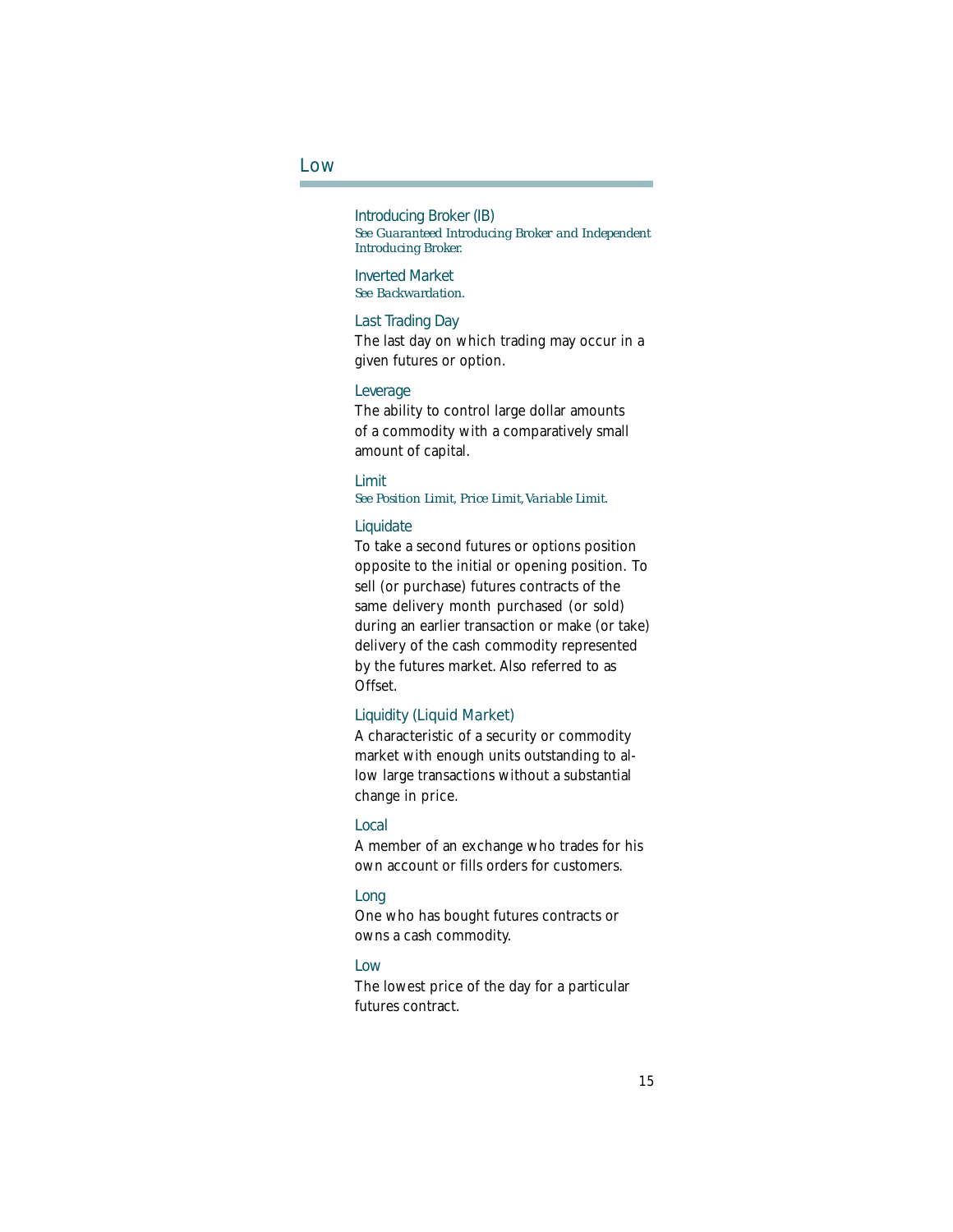### Introducing Broker (IB)

*See Guaranteed Introducing Broker and Independent Introducing Broker.*

### Inverted Market

*See Backwardation.*

### Last Trading Day

The last day on which trading may occur in a given futures or option.

### Leverage

The ability to control large dollar amounts of a commodity with a comparatively small amount of capital.

### Limit

*See Position Limit, Price Limit, Variable Limit.*

### Liquidate

To take a second futures or options position opposite to the initial or opening position. To sell (or purchase) futures contracts of the same delivery month purchased (or sold) during an earlier transaction or make (or take) delivery of the cash commodity represented by the futures market. Also referred to as Offset.

### Liquidity (Liquid Market)

A characteristic of a security or commodity market with enough units outstanding to allow large transactions without a substantial change in price.

### Local

A member of an exchange who trades for his own account or fills orders for customers.

### Long

One who has bought futures contracts or owns a cash commodity.

### Low

The lowest price of the day for a particular futures contract.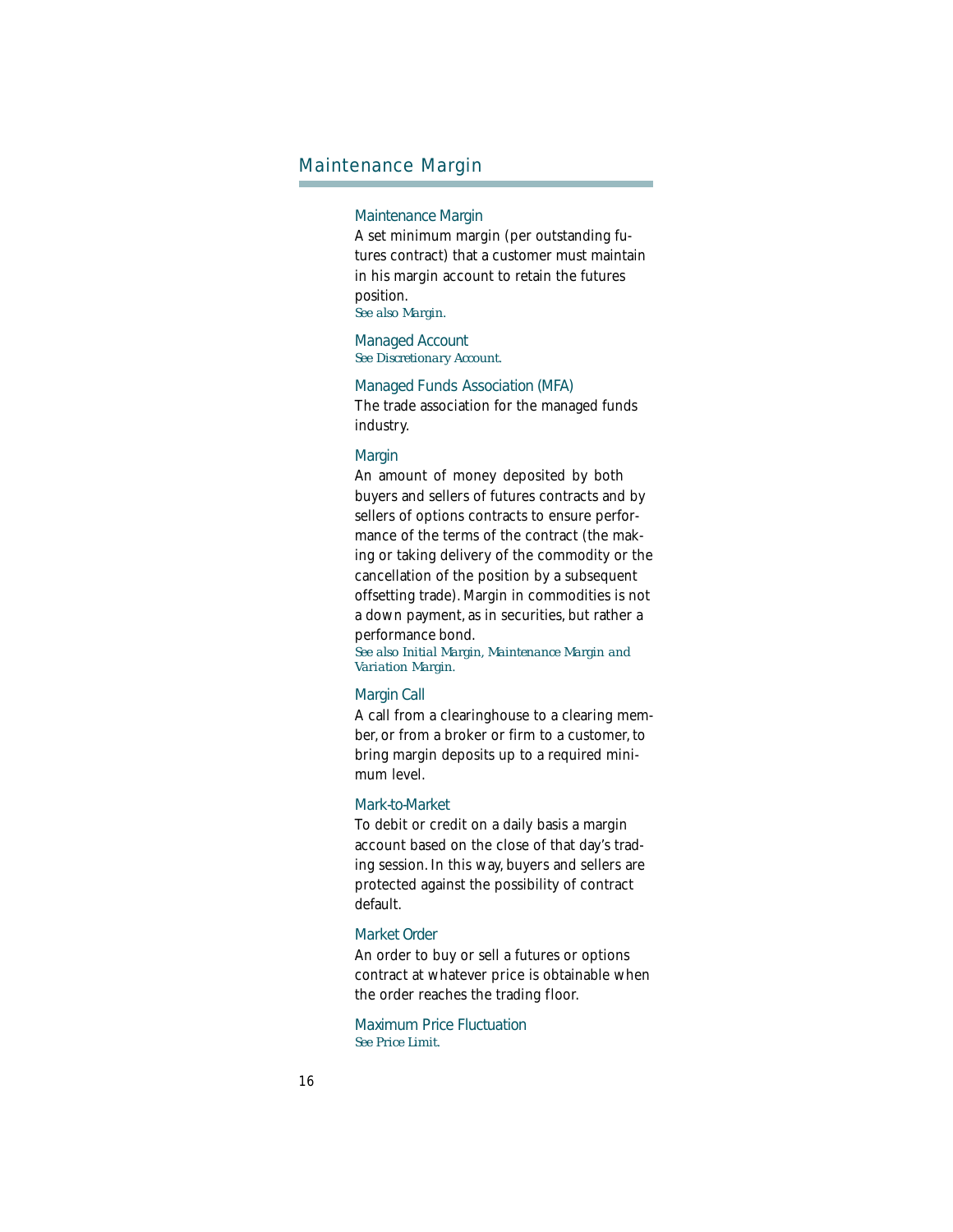## Maintenance Margin

### Maintenance Margin

A set minimum margin (per outstanding futures contract) that a customer must maintain in his margin account to retain the futures position.

*See also Margin.*

### Managed Account

*See Discretionary Account.*

### Managed Funds Association (MFA)

The trade association for the managed funds industry.

### Margin

An amount of money deposited by both buyers and sellers of futures contracts and by sellers of options contracts to ensure performance of the terms of the contract (the making or taking delivery of the commodity or the cancellation of the position by a subsequent offsetting trade). Margin in commodities is not a down payment, as in securities, but rather a performance bond.

*See also Initial Margin, Maintenance Margin and Variation Margin.*

### Margin Call

A call from a clearinghouse to a clearing member, or from a broker or firm to a customer, to bring margin deposits up to a required minimum level.

### Mark-to-Market

To debit or credit on a daily basis a margin account based on the close of that day's trading session. In this way, buyers and sellers are protected against the possibility of contract default.

### Market Order

An order to buy or sell a futures or options contract at whatever price is obtainable when the order reaches the trading floor.

### Maximum Price Fluctuation

*See Price Limit.*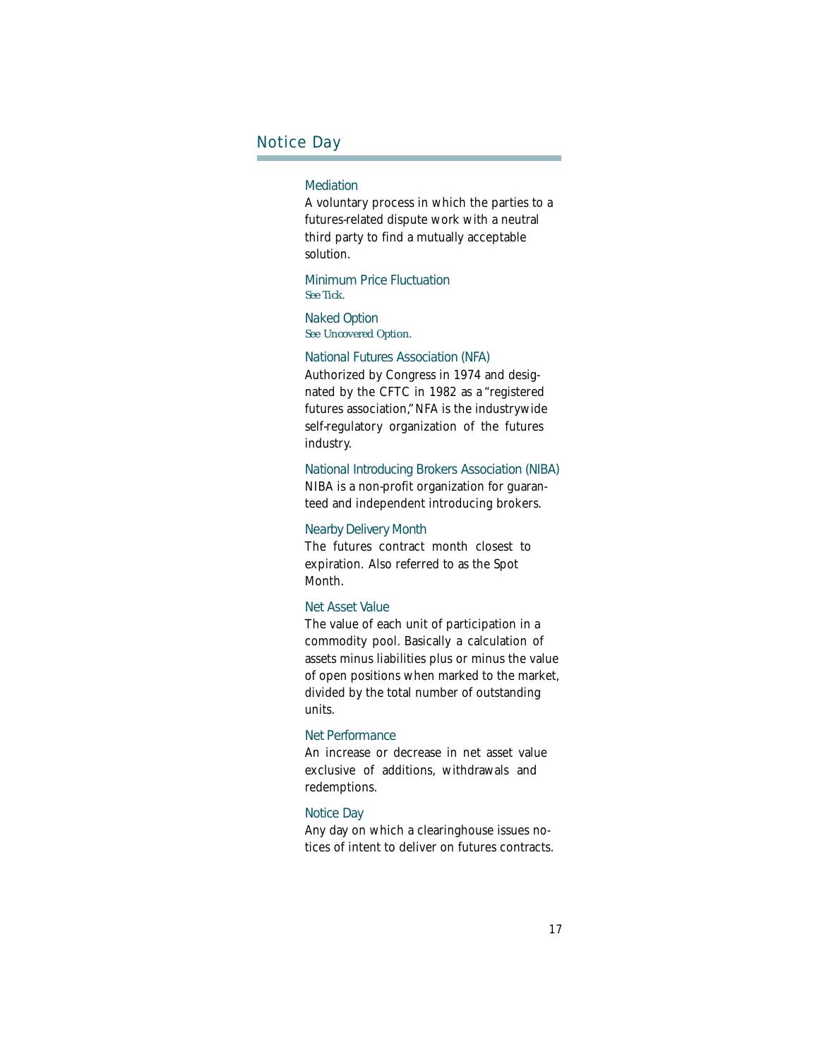### Mediation

A voluntary process in which the parties to a futures-related dispute work with a neutral third party to find a mutually acceptable solution.

### Minimum Price Fluctuation

*See Tick.*

### Naked Option

*See Uncovered Option.*

### National Futures Association (NFA)

Authorized by Congress in 1974 and designated by the CFTC in 1982 as a "registered futures association," NFA is the industrywide self-regulatory organization of the futures industry.

### National Introducing Brokers Association (NIBA)

NIBA is a non-profit organization for guaranteed and independent introducing brokers.

### Nearby Delivery Month

The futures contract month closest to expiration. Also referred to as the Spot Month.

### Net Asset Value

The value of each unit of participation in a commodity pool. Basically a calculation of assets minus liabilities plus or minus the value of open positions when marked to the market, divided by the total number of outstanding units.

### Net Performance

An increase or decrease in net asset value exclusive of additions, withdrawals and redemptions.

### Notice Day

Any day on which a clearinghouse issues notices of intent to deliver on futures contracts.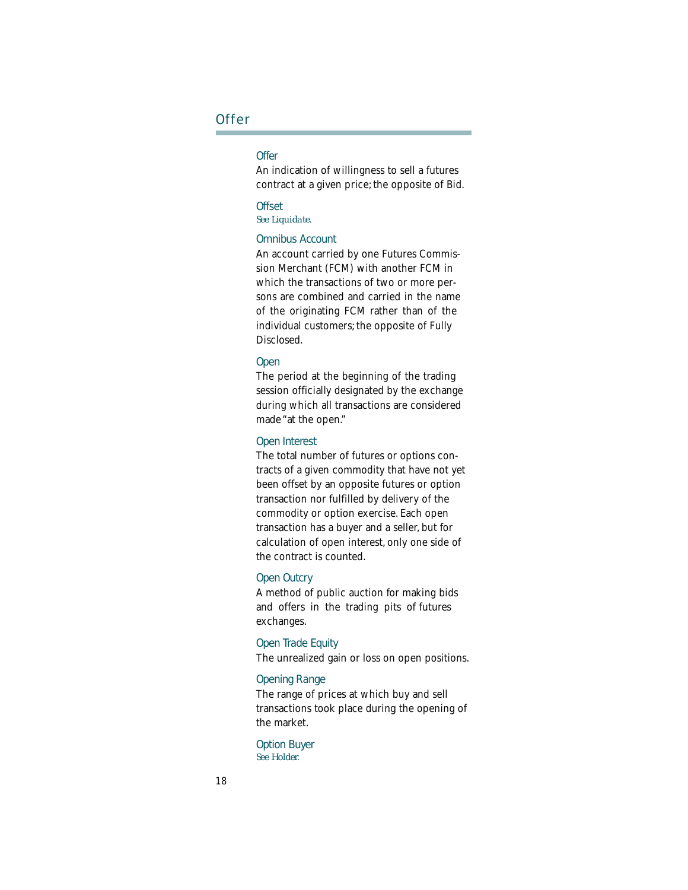## Offer

An indication of willingness to sell a futures contract at a given price; the opposite of Bid.

## Offset

*See Liquidate.*

## Omnibus Account

An account carried by one Futures Commission Merchant (FCM) with another FCM in which the transactions of two or more persons are combined and carried in the name of the originating FCM rather than of the individual customers; the opposite of Fully Disclosed.

## Open

The period at the beginning of the trading session officially designated by the exchange during which all transactions are considered made "at the open."

## Open Interest

The total number of futures or options contracts of a given commodity that have not yet been offset by an opposite futures or option transaction nor fulfilled by delivery of the commodity or option exercise. Each open transaction has a buyer and a seller, but for calculation of open interest, only one side of the contract is counted.

## Open Outcry

A method of public auction for making bids and offers in the trading pits of futures exchanges.

## Open Trade Equity

The unrealized gain or loss on open positions.

## Opening Range

The range of prices at which buy and sell transactions took place during the opening of the market.

## Option Buyer

*See Holder.*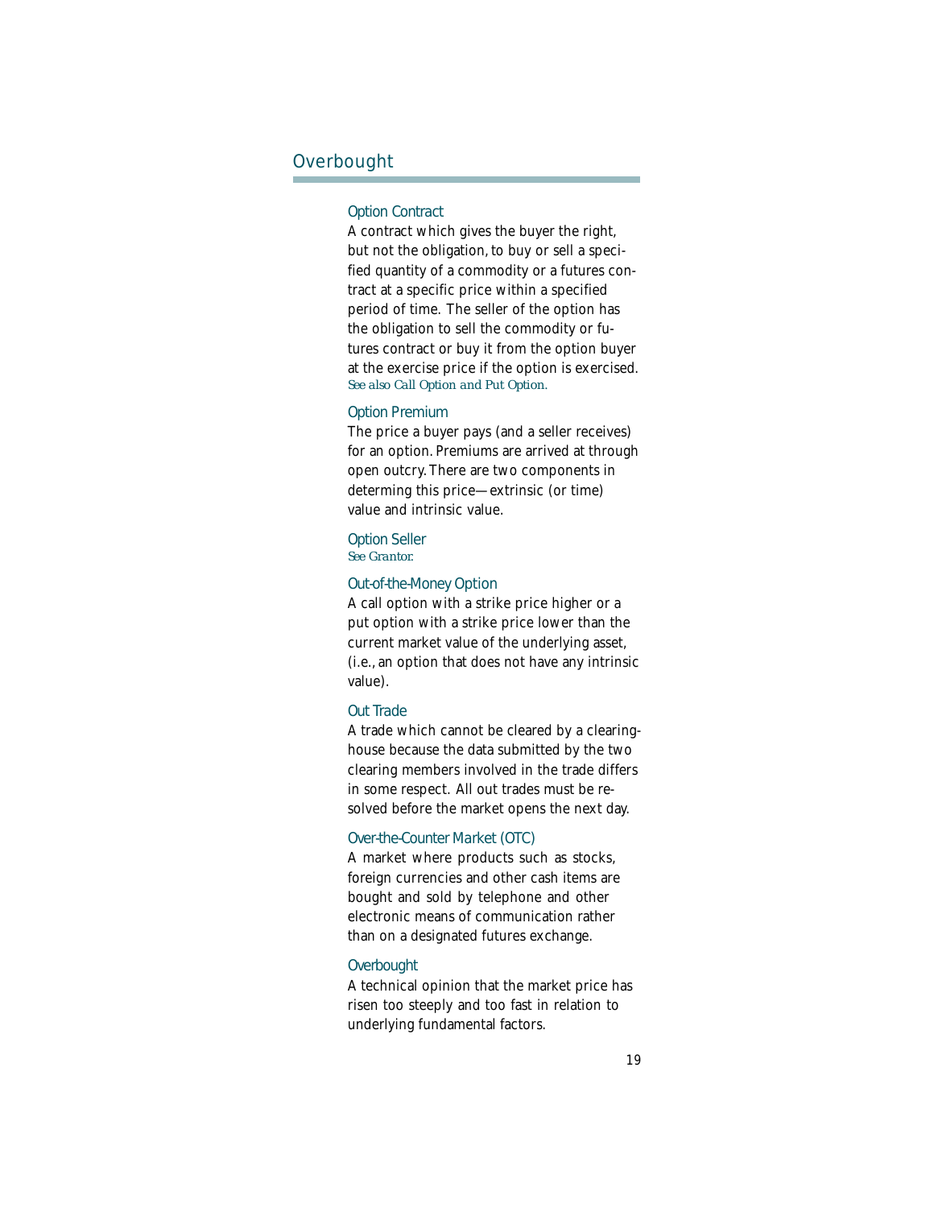## Option Contract

A contract which gives the buyer the right, but not the obligation, to buy or sell a specified quantity of a commodity or a futures contract at a specific price within a specified period of time. The seller of the option has the obligation to sell the commodity or futures contract or buy it from the option buyer at the exercise price if the option is exercised. *See also Call Option and Put Option.*

## Option Premium

The price a buyer pays (and a seller receives) for an option. Premiums are arrived at through open outcry. There are two components in determing this price—extrinsic (or time) value and intrinsic value.

## Option Seller

*See Grantor.*

## Out-of-the-Money Option

A call option with a strike price higher or a put option with a strike price lower than the current market value of the underlying asset, (i.e., an option that does not have any intrinsic value).

## Out Trade

A trade which cannot be cleared by a clearinghouse because the data submitted by the two clearing members involved in the trade differs in some respect. All out trades must be resolved before the market opens the next day.

## Over-the-Counter Market (OTC)

A market where products such as stocks, foreign currencies and other cash items are bought and sold by telephone and other electronic means of communication rather than on a designated futures exchange.

## Overbought

A technical opinion that the market price has risen too steeply and too fast in relation to underlying fundamental factors.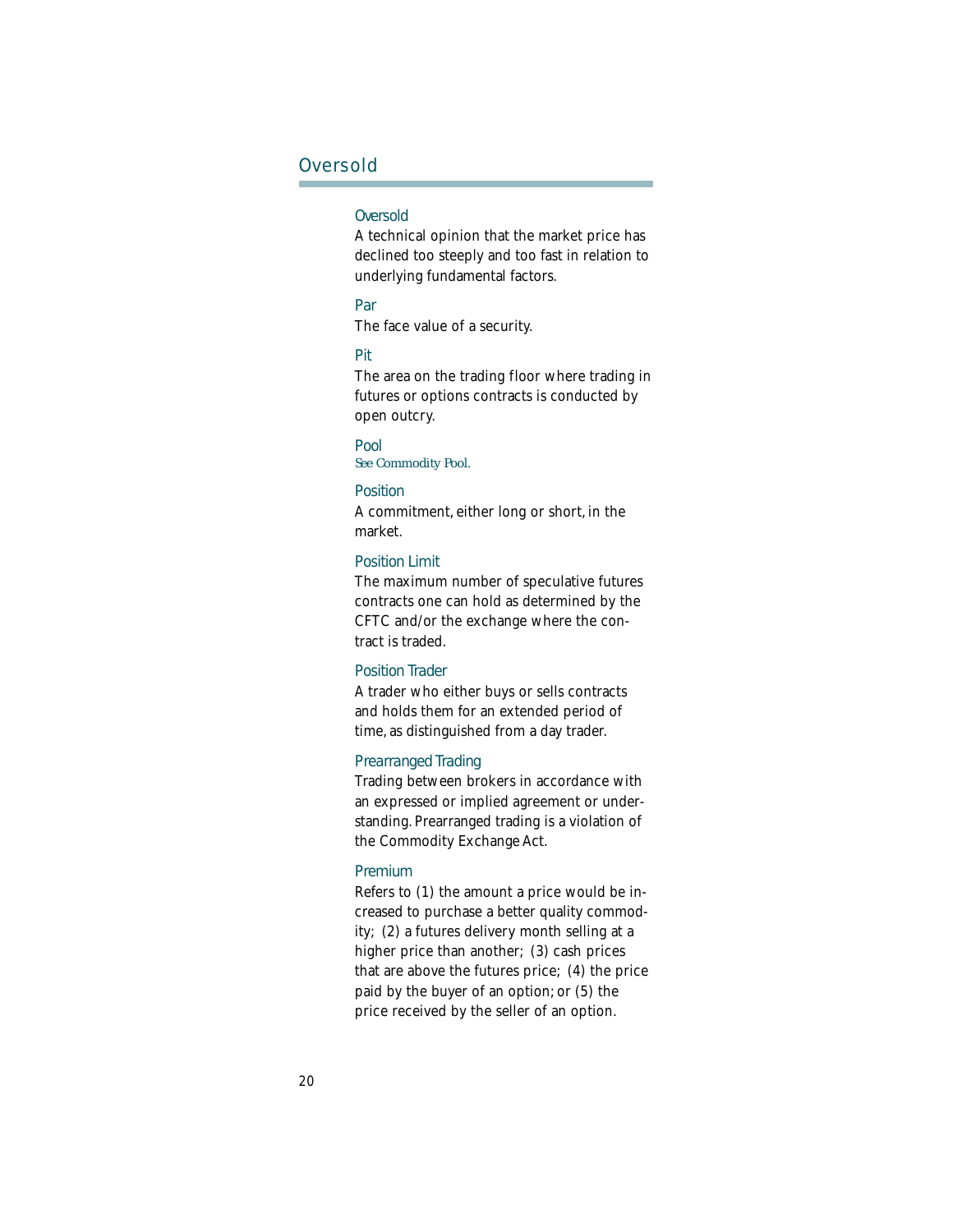## Oversold

### Oversold

A technical opinion that the market price has declined too steeply and too fast in relation to underlying fundamental factors.

### Par

The face value of a security.

### Pit

The area on the trading floor where trading in futures or options contracts is conducted by open outcry.

### Pool

*See Commodity Pool.*

### Position

A commitment, either long or short, in the market.

### Position Limit

The maximum number of speculative futures contracts one can hold as determined by the CFTC and/or the exchange where the contract is traded.

### Position Trader

A trader who either buys or sells contracts and holds them for an extended period of time, as distinguished from a day trader.

### Prearranged Trading

Trading between brokers in accordance with an expressed or implied agreement or understanding. Prearranged trading is a violation of the Commodity Exchange Act.

### Premium

Refers to (1) the amount a price would be increased to purchase a better quality commodity; (2) a futures delivery month selling at a higher price than another; (3) cash prices that are above the futures price; (4) the price paid by the buyer of an option; or (5) the price received by the seller of an option.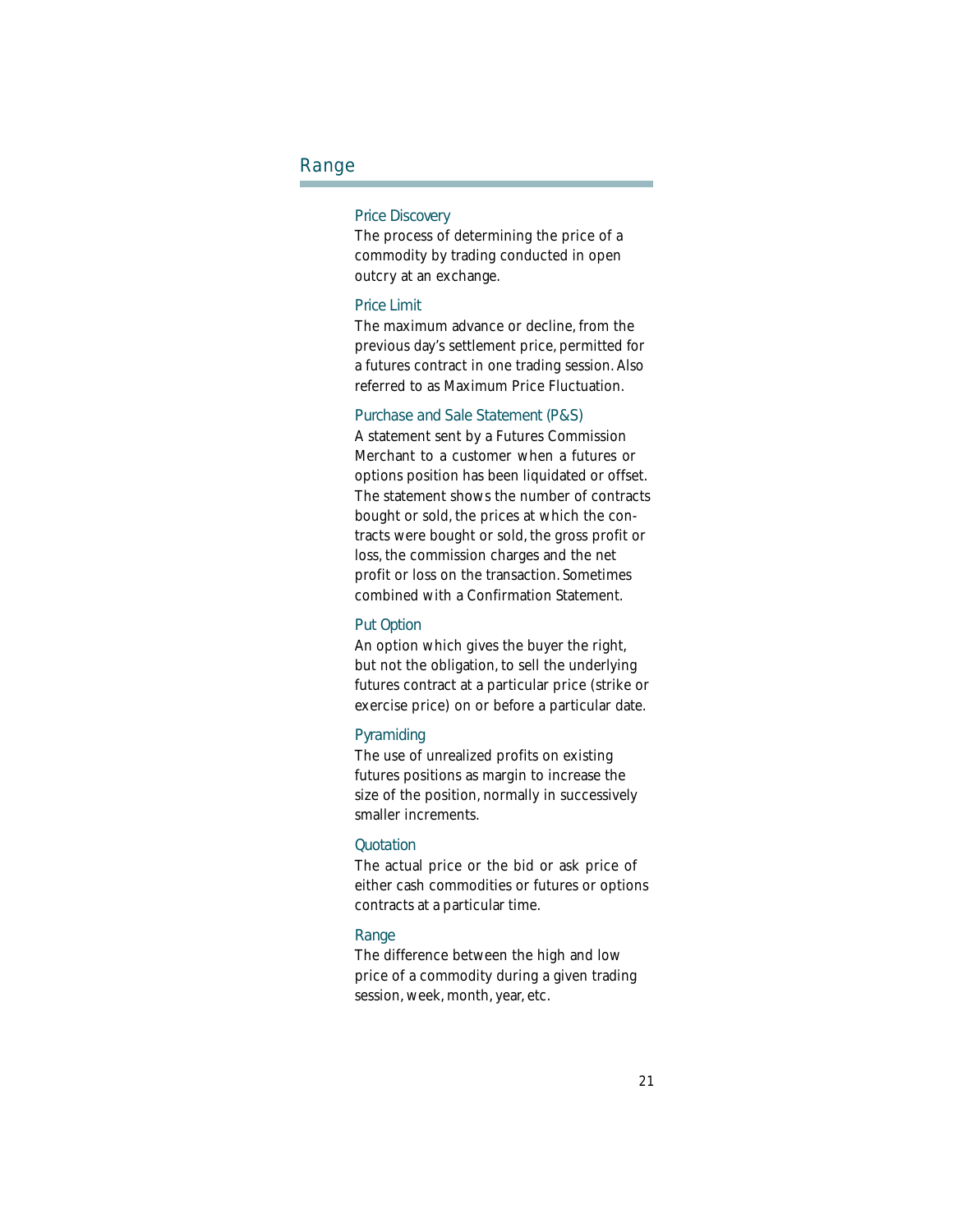### Price Discovery

The process of determining the price of a commodity by trading conducted in open outcry at an exchange.

### Price Limit

The maximum advance or decline, from the previous day's settlement price, permitted for a futures contract in one trading session. Also referred to as Maximum Price Fluctuation.

### Purchase and Sale Statement (P&S)

A statement sent by a Futures Commission Merchant to a customer when a futures or options position has been liquidated or offset. The statement shows the number of contracts bought or sold, the prices at which the contracts were bought or sold, the gross profit or loss, the commission charges and the net profit or loss on the transaction. Sometimes combined with a Confirmation Statement.

### Put Option

An option which gives the buyer the right, but not the obligation, to sell the underlying futures contract at a particular price (strike or exercise price) on or before a particular date.

### Pyramiding

The use of unrealized profits on existing futures positions as margin to increase the size of the position, normally in successively smaller increments.

### Quotation

The actual price or the bid or ask price of either cash commodities or futures or options contracts at a particular time.

### Range

The difference between the high and low price of a commodity during a given trading session, week, month, year, etc.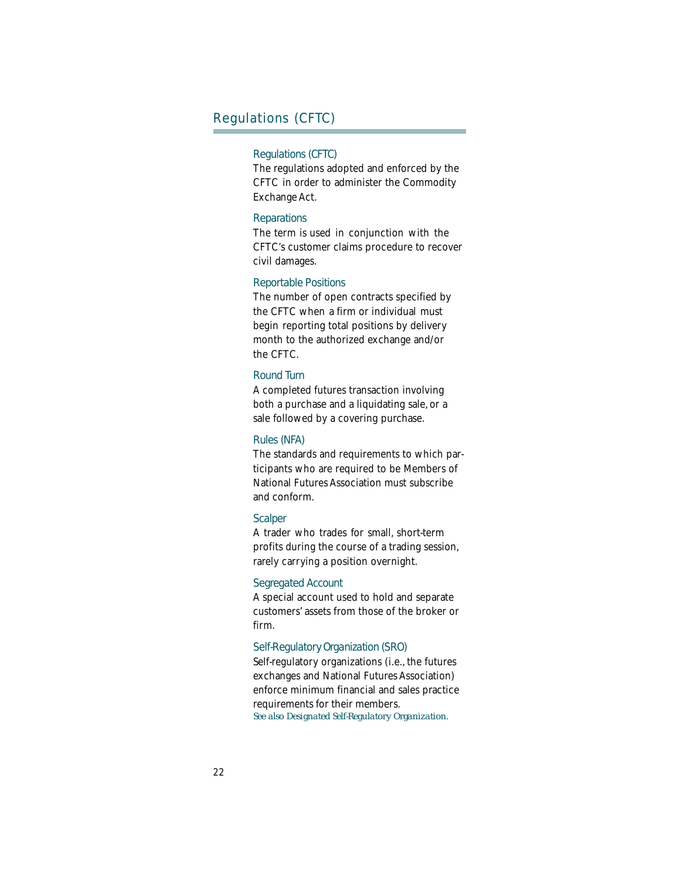## Regulations (CFTC)

### Regulations (CFTC)

The regulations adopted and enforced by the CFTC in order to administer the Commodity Exchange Act.

### Reparations

The term is used in conjunction with the CFTC's customer claims procedure to recover civil damages.

### Reportable Positions

The number of open contracts specified by the CFTC when a firm or individual must begin reporting total positions by delivery month to the authorized exchange and/or the CFTC.

### Round Turn

A completed futures transaction involving both a purchase and a liquidating sale, or a sale followed by a covering purchase.

### Rules (NFA)

The standards and requirements to which participants who are required to be Members of National Futures Association must subscribe and conform.

### Scalper

A trader who trades for small, short-term profits during the course of a trading session, rarely carrying a position overnight.

### Segregated Account

A special account used to hold and separate customers' assets from those of the broker or firm.

### Self-Regulatory Organization (SRO)

Self-regulatory organizations (i.e., the futures exchanges and National Futures Association) enforce minimum financial and sales practice requirements for their members.

*See also Designated Self-Regulatory Organization.*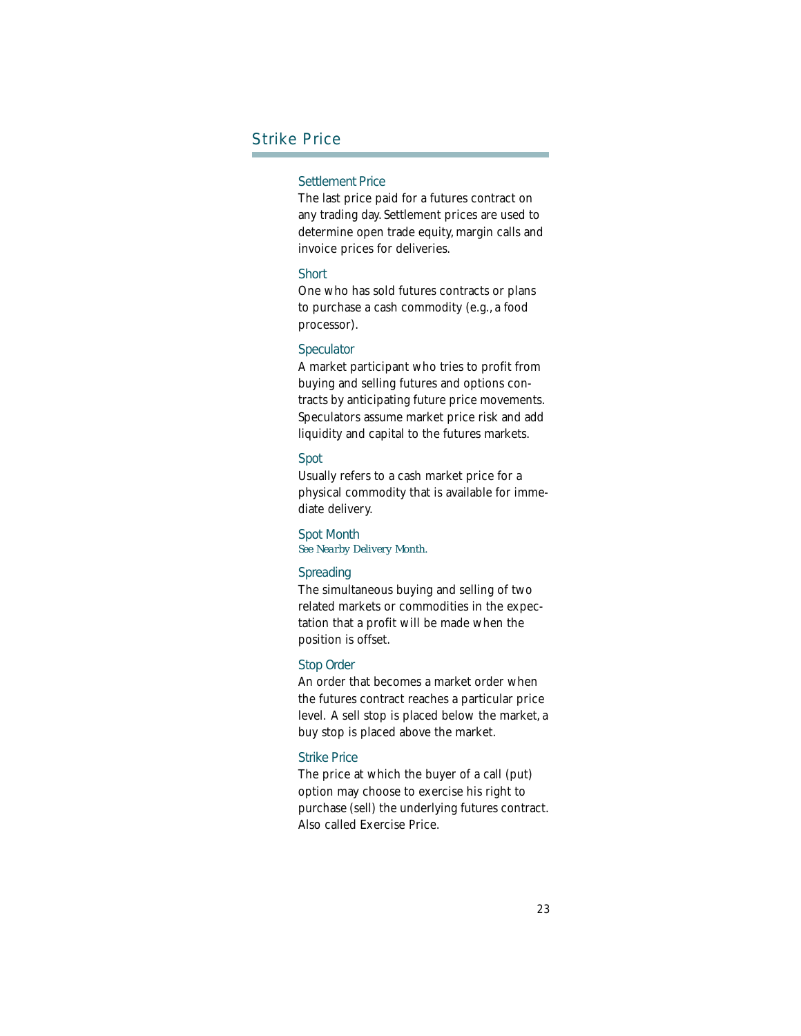### Settlement Price

The last price paid for a futures contract on any trading day. Settlement prices are used to determine open trade equity, margin calls and invoice prices for deliveries.

### Short

One who has sold futures contracts or plans to purchase a cash commodity (e.g., a food processor).

### Speculator

A market participant who tries to profit from buying and selling futures and options contracts by anticipating future price movements. Speculators assume market price risk and add liquidity and capital to the futures markets.

### Spot

Usually refers to a cash market price for a physical commodity that is available for immediate delivery.

### Spot Month

*See Nearby Delivery Month.*

### Spreading

The simultaneous buying and selling of two related markets or commodities in the expectation that a profit will be made when the position is offset.

### Stop Order

An order that becomes a market order when the futures contract reaches a particular price level. A sell stop is placed below the market, a buy stop is placed above the market.

### Strike Price

The price at which the buyer of a call (put) option may choose to exercise his right to purchase (sell) the underlying futures contract. Also called Exercise Price.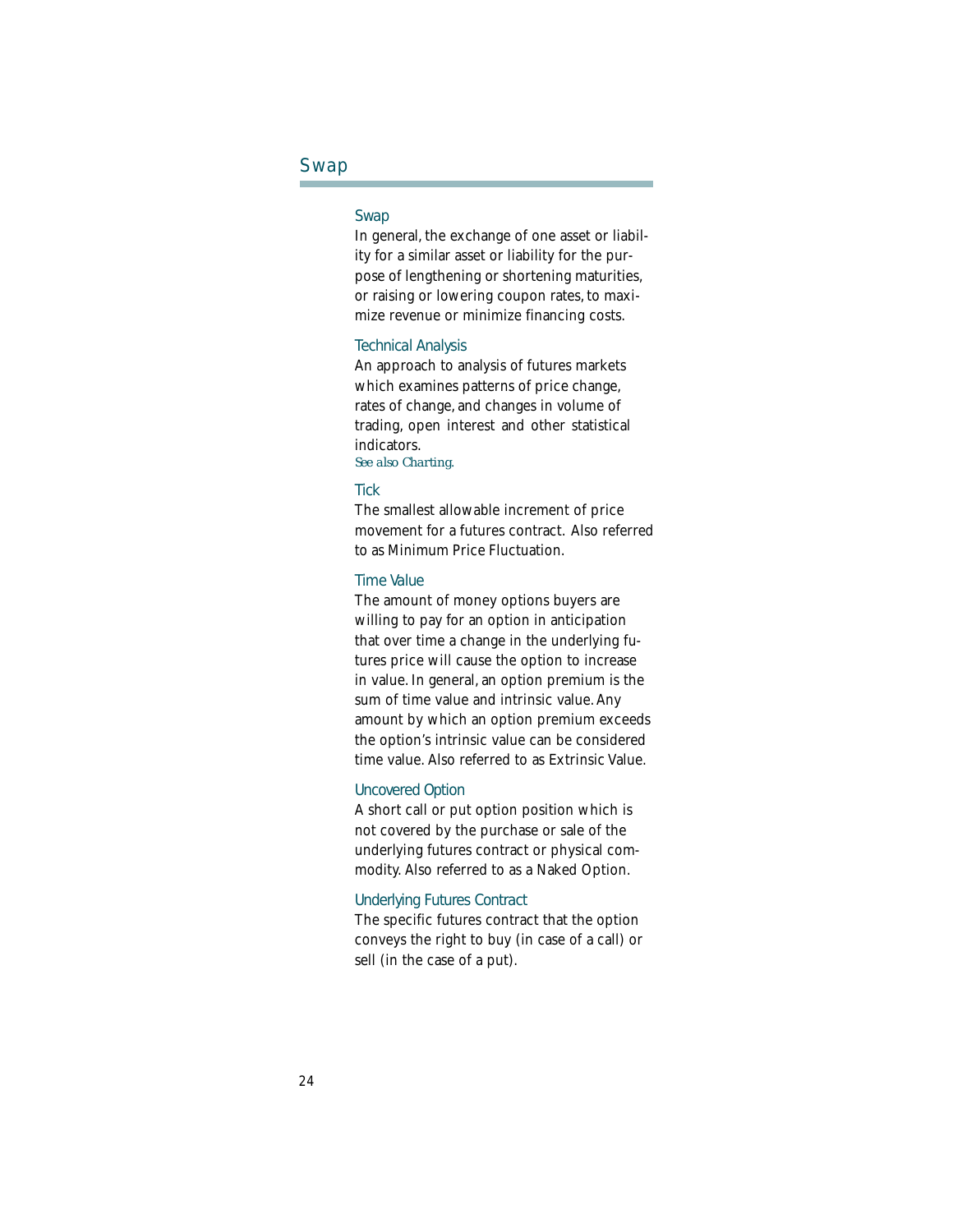### Swap

In general, the exchange of one asset or liability for a similar asset or liability for the purpose of lengthening or shortening maturities, or raising or lowering coupon rates, to maximize revenue or minimize financing costs.

### Technical Analysis

An approach to analysis of futures markets which examines patterns of price change, rates of change, and changes in volume of trading, open interest and other statistical indicators.
*See also Charting.*

### Tick

The smallest allowable increment of price movement for a futures contract. Also referred to as Minimum Price Fluctuation.

### Time Value

The amount of money options buyers are willing to pay for an option in anticipation that over time a change in the underlying futures price will cause the option to increase in value. In general, an option premium is the sum of time value and intrinsic value. Any amount by which an option premium exceeds the option's intrinsic value can be considered time value. Also referred to as Extrinsic Value.

### Uncovered Option

A short call or put option position which is not covered by the purchase or sale of the underlying futures contract or physical commodity. Also referred to as a Naked Option.

### Underlying Futures Contract

The specific futures contract that the option conveys the right to buy (in case of a call) or sell (in the case of a put).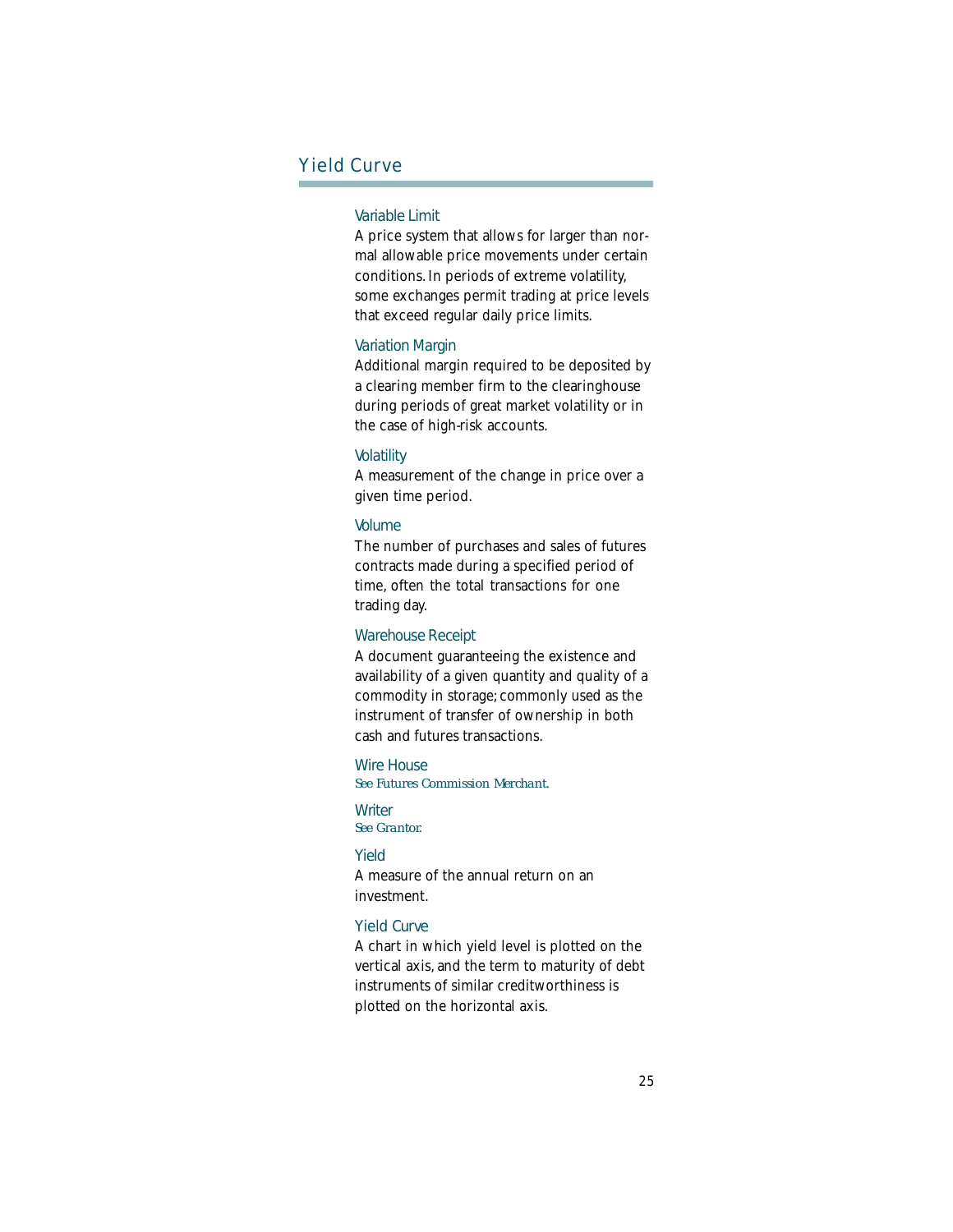### Variable Limit

A price system that allows for larger than normal allowable price movements under certain conditions. In periods of extreme volatility, some exchanges permit trading at price levels that exceed regular daily price limits.

### Variation Margin

Additional margin required to be deposited by a clearing member firm to the clearinghouse during periods of great market volatility or in the case of high-risk accounts.

### Volatility

A measurement of the change in price over a given time period.

### Volume

The number of purchases and sales of futures contracts made during a specified period of time, often the total transactions for one trading day.

### Warehouse Receipt

A document guaranteeing the existence and availability of a given quantity and quality of a commodity in storage; commonly used as the instrument of transfer of ownership in both cash and futures transactions.

### Wire House

*See Futures Commission Merchant.*

### Writer

*See Grantor.*

### Yield

A measure of the annual return on an investment.

### Yield Curve

A chart in which yield level is plotted on the vertical axis, and the term to maturity of debt instruments of similar creditworthiness is plotted on the horizontal axis.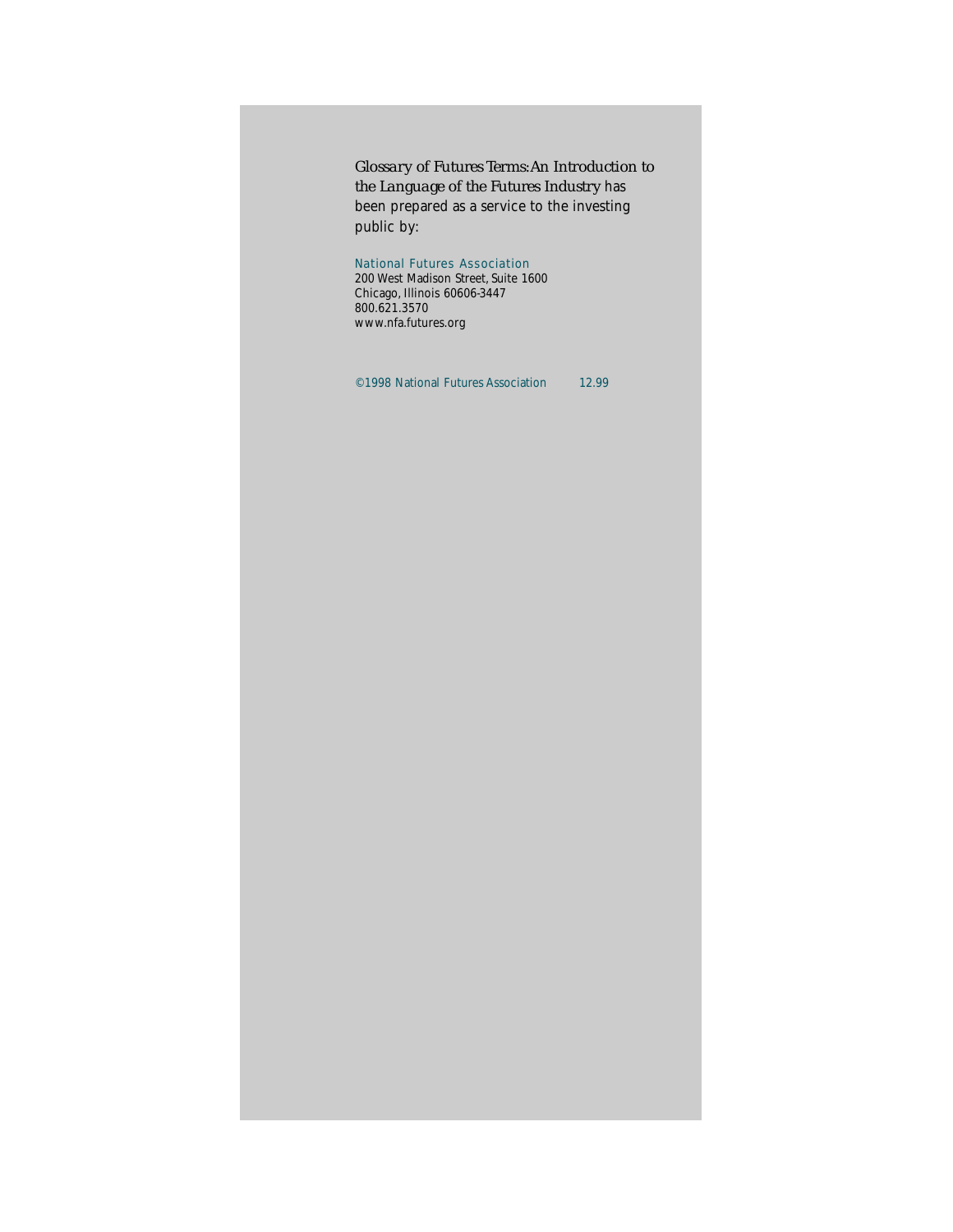*Glossary of Futures Terms: An Introduction to the Language of the Futures Industry* has been prepared as a service to the investing public by:

National Futures Association
200 West Madison Street, Suite 1600
Chicago, Illinois 60606-3447
800.621.3570
www.nfa.futures.org

©1998 National Futures Association 12.99